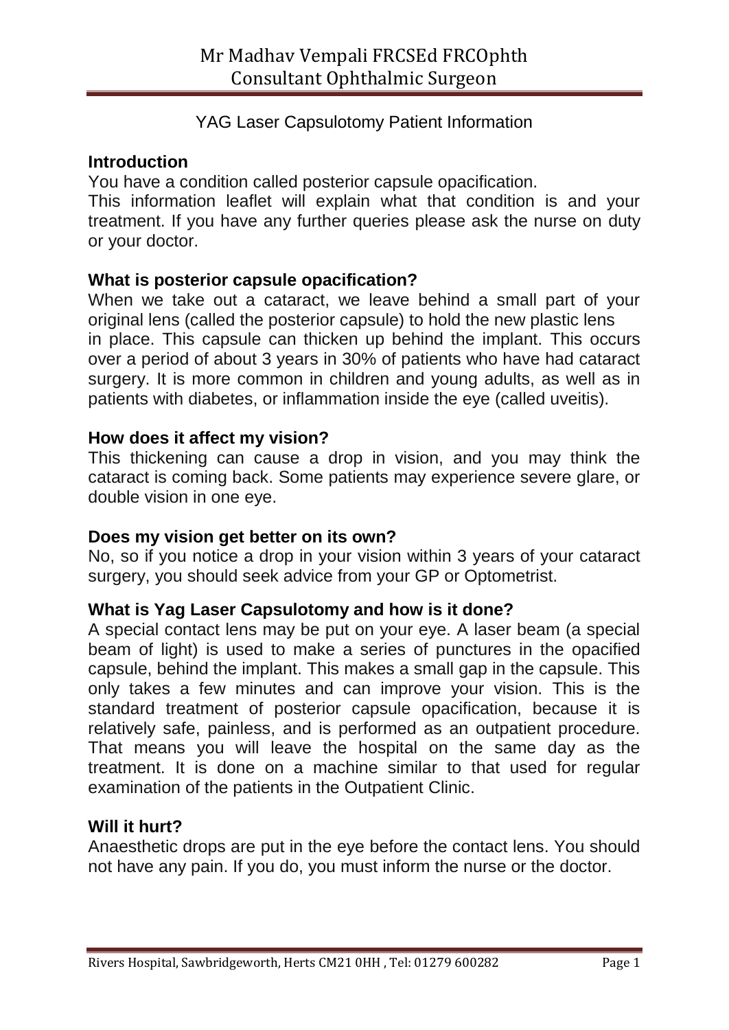# Mr Madhav Vempali FRCSEd FRCOphth
# Consultant Ophthalmic Surgeon

## YAG Laser Capsulotomy Patient Information

**Introduction**

You have a condition called posterior capsule opacification.

This information leaflet will explain what that condition is and your treatment. If you have any further queries please ask the nurse on duty or your doctor.

**What is posterior capsule opacification?**

When we take out a cataract, we leave behind a small part of your original lens (called the posterior capsule) to hold the new plastic lens in place. This capsule can thicken up behind the implant. This occurs over a period of about 3 years in 30% of patients who have had cataract surgery. It is more common in children and young adults, as well as in patients with diabetes, or inflammation inside the eye (called uveitis).

**How does it affect my vision?**

This thickening can cause a drop in vision, and you may think the cataract is coming back. Some patients may experience severe glare, or double vision in one eye.

**Does my vision get better on its own?**

No, so if you notice a drop in your vision within 3 years of your cataract surgery, you should seek advice from your GP or Optometrist.

**What is Yag Laser Capsulotomy and how is it done?**

A special contact lens may be put on your eye. A laser beam (a special beam of light) is used to make a series of punctures in the opacified capsule, behind the implant. This makes a small gap in the capsule. This only takes a few minutes and can improve your vision. This is the standard treatment of posterior capsule opacification, because it is relatively safe, painless, and is performed as an outpatient procedure. That means you will leave the hospital on the same day as the treatment. It is done on a machine similar to that used for regular examination of the patients in the Outpatient Clinic.

**Will it hurt?**

Anaesthetic drops are put in the eye before the contact lens. You should not have any pain. If you do, you must inform the nurse or the doctor.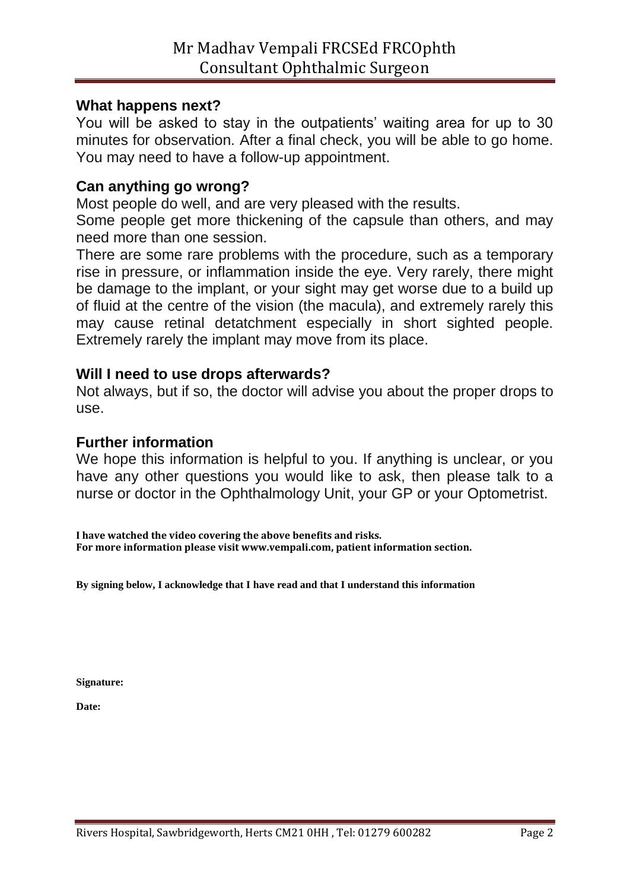## What happens next?

You will be asked to stay in the outpatients' waiting area for up to 30 minutes for observation. After a final check, you will be able to go home. You may need to have a follow-up appointment.

## Can anything go wrong?

Most people do well, and are very pleased with the results.

Some people get more thickening of the capsule than others, and may need more than one session.

There are some rare problems with the procedure, such as a temporary rise in pressure, or inflammation inside the eye. Very rarely, there might be damage to the implant, or your sight may get worse due to a build up of fluid at the centre of the vision (the macula), and extremely rarely this may cause retinal detatchment especially in short sighted people. Extremely rarely the implant may move from its place.

## Will I need to use drops afterwards?

Not always, but if so, the doctor will advise you about the proper drops to use.

## Further information

We hope this information is helpful to you. If anything is unclear, or you have any other questions you would like to ask, then please talk to a nurse or doctor in the Ophthalmology Unit, your GP or your Optometrist.

**I have watched the video covering the above benefits and risks.**
**For more information please visit www.vempali.com, patient information section.**

**By signing below, I acknowledge that I have read and that I understand this information**

**Signature:**

**Date:**